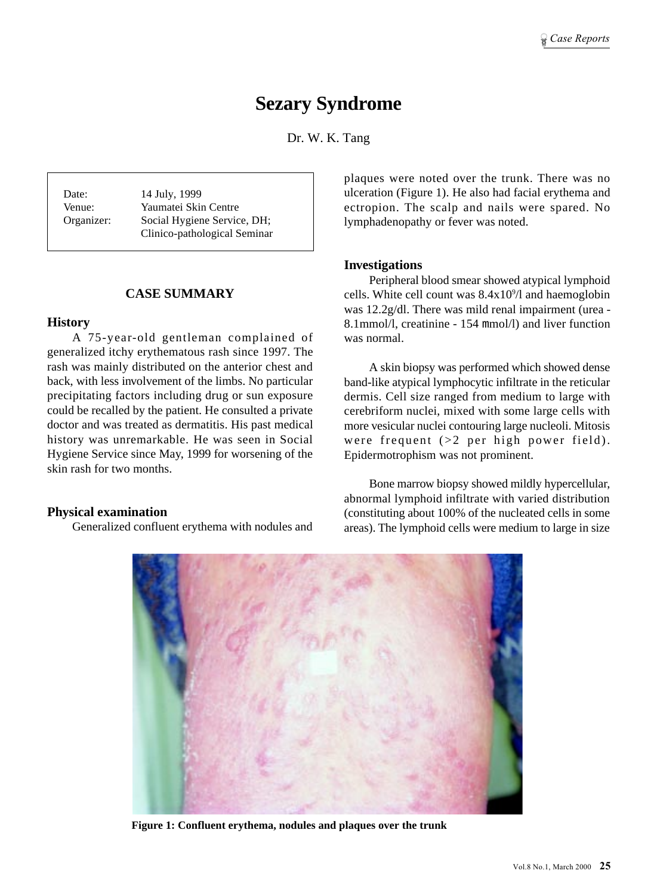# Sezary Syndrome

Dr. W. K. Tang

| | |
|---|---|
| Date: | 14 July, 1999 |
| Venue: | Yaumatei Skin Centre |
| Organizer: | Social Hygiene Service, DH; Clinico-pathological Seminar |

## CASE SUMMARY

### History

A 75-year-old gentleman complained of generalized itchy erythematous rash since 1997. The rash was mainly distributed on the anterior chest and back, with less involvement of the limbs. No particular precipitating factors including drug or sun exposure could be recalled by the patient. He consulted a private doctor and was treated as dermatitis. His past medical history was unremarkable. He was seen in Social Hygiene Service since May, 1999 for worsening of the skin rash for two months.

### Physical examination

Generalized confluent erythema with nodules and plaques were noted over the trunk. There was no ulceration (Figure 1). He also had facial erythema and ectropion. The scalp and nails were spared. No lymphadenopathy or fever was noted.

### Investigations

Peripheral blood smear showed atypical lymphoid cells. White cell count was $8.4 \times 10^9$/l and haemoglobin was 12.2g/dl. There was mild renal impairment (urea - 8.1mmol/l, creatinine - 154 $\mu$mol/l) and liver function was normal.

A skin biopsy was performed which showed dense band-like atypical lymphocytic infiltrate in the reticular dermis. Cell size ranged from medium to large with cerebriform nuclei, mixed with some large cells with more vesicular nuclei contouring large nucleoli. Mitosis were frequent (>2 per high power field). Epidermotrophism was not prominent.

Bone marrow biopsy showed mildly hypercellular, abnormal lymphoid infiltrate with varied distribution (constituting about 100% of the nucleated cells in some areas). The lymphoid cells were medium to large in size

**Figure 1: Confluent erythema, nodules and plaques over the trunk**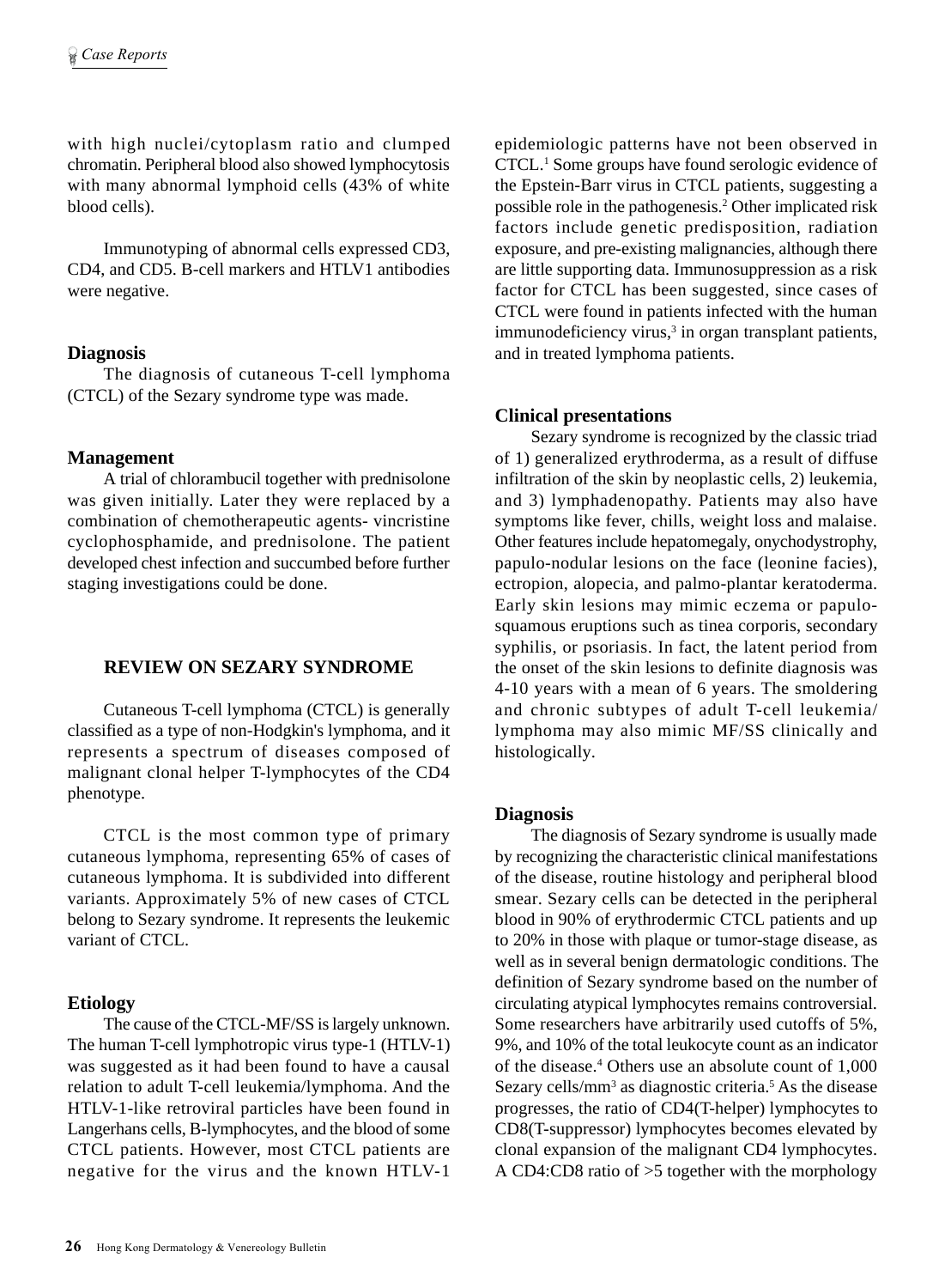with high nuclei/cytoplasm ratio and clumped chromatin. Peripheral blood also showed lymphocytosis with many abnormal lymphoid cells (43% of white blood cells).

Immunotyping of abnormal cells expressed CD3, CD4, and CD5. B-cell markers and HTLV1 antibodies were negative.

### Diagnosis

The diagnosis of cutaneous T-cell lymphoma (CTCL) of the Sezary syndrome type was made.

### Management

A trial of chlorambucil together with prednisolone was given initially. Later they were replaced by a combination of chemotherapeutic agents- vincristine cyclophosphamide, and prednisolone. The patient developed chest infection and succumbed before further staging investigations could be done.

## REVIEW ON SEZARY SYNDROME

Cutaneous T-cell lymphoma (CTCL) is generally classified as a type of non-Hodgkin's lymphoma, and it represents a spectrum of diseases composed of malignant clonal helper T-lymphocytes of the CD4 phenotype.

CTCL is the most common type of primary cutaneous lymphoma, representing 65% of cases of cutaneous lymphoma. It is subdivided into different variants. Approximately 5% of new cases of CTCL belong to Sezary syndrome. It represents the leukemic variant of CTCL.

### Etiology

The cause of the CTCL-MF/SS is largely unknown. The human T-cell lymphotropic virus type-1 (HTLV-1) was suggested as it had been found to have a causal relation to adult T-cell leukemia/lymphoma. And the HTLV-1-like retroviral particles have been found in Langerhans cells, B-lymphocytes, and the blood of some CTCL patients. However, most CTCL patients are negative for the virus and the known HTLV-1 epidemiologic patterns have not been observed in CTCL.[1] Some groups have found serologic evidence of the Epstein-Barr virus in CTCL patients, suggesting a possible role in the pathogenesis.[2] Other implicated risk factors include genetic predisposition, radiation exposure, and pre-existing malignancies, although there are little supporting data. Immunosuppression as a risk factor for CTCL has been suggested, since cases of CTCL were found in patients infected with the human immunodeficiency virus,[3] in organ transplant patients, and in treated lymphoma patients.

### Clinical presentations

Sezary syndrome is recognized by the classic triad of 1) generalized erythroderma, as a result of diffuse infiltration of the skin by neoplastic cells, 2) leukemia, and 3) lymphadenopathy. Patients may also have symptoms like fever, chills, weight loss and malaise. Other features include hepatomegaly, onychodystrophy, papulo-nodular lesions on the face (leonine facies), ectropion, alopecia, and palmo-plantar keratoderma. Early skin lesions may mimic eczema or papulo-squamous eruptions such as tinea corporis, secondary syphilis, or psoriasis. In fact, the latent period from the onset of the skin lesions to definite diagnosis was 4-10 years with a mean of 6 years. The smoldering and chronic subtypes of adult T-cell leukemia/ lymphoma may also mimic MF/SS clinically and histologically.

### Diagnosis

The diagnosis of Sezary syndrome is usually made by recognizing the characteristic clinical manifestations of the disease, routine histology and peripheral blood smear. Sezary cells can be detected in the peripheral blood in 90% of erythrodermic CTCL patients and up to 20% in those with plaque or tumor-stage disease, as well as in several benign dermatologic conditions. The definition of Sezary syndrome based on the number of circulating atypical lymphocytes remains controversial. Some researchers have arbitrarily used cutoffs of 5%, 9%, and 10% of the total leukocyte count as an indicator of the disease.[4] Others use an absolute count of 1,000 Sezary cells/mm$^3$ as diagnostic criteria.[5] As the disease progresses, the ratio of CD4(T-helper) lymphocytes to CD8(T-suppressor) lymphocytes becomes elevated by clonal expansion of the malignant CD4 lymphocytes. A CD4:CD8 ratio of >5 together with the morphology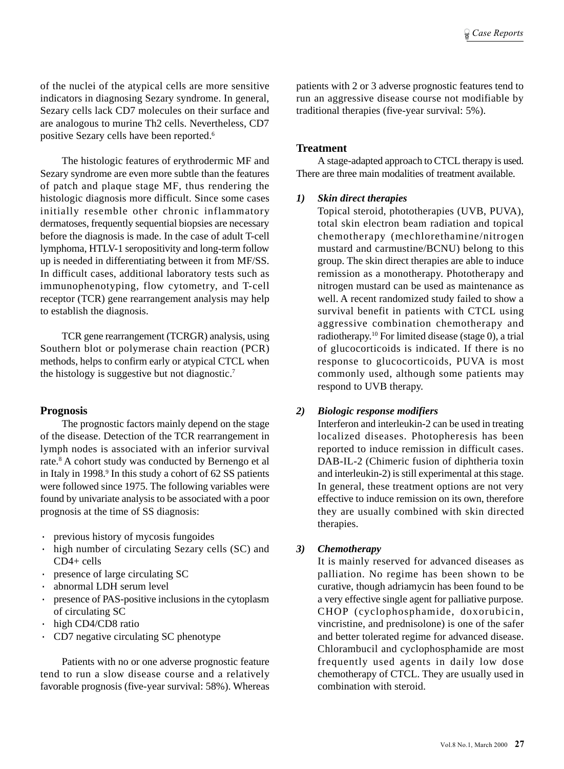of the nuclei of the atypical cells are more sensitive indicators in diagnosing Sezary syndrome. In general, Sezary cells lack CD7 molecules on their surface and are analogous to murine Th2 cells. Nevertheless, CD7 positive Sezary cells have been reported.[6]

The histologic features of erythrodermic MF and Sezary syndrome are even more subtle than the features of patch and plaque stage MF, thus rendering the histologic diagnosis more difficult. Since some cases initially resemble other chronic inflammatory dermatoses, frequently sequential biopsies are necessary before the diagnosis is made. In the case of adult T-cell lymphoma, HTLV-1 seropositivity and long-term follow up is needed in differentiating between it from MF/SS. In difficult cases, additional laboratory tests such as immunophenotyping, flow cytometry, and T-cell receptor (TCR) gene rearrangement analysis may help to establish the diagnosis.

TCR gene rearrangement (TCRGR) analysis, using Southern blot or polymerase chain reaction (PCR) methods, helps to confirm early or atypical CTCL when the histology is suggestive but not diagnostic.[7]

## Prognosis

The prognostic factors mainly depend on the stage of the disease. Detection of the TCR rearrangement in lymph nodes is associated with an inferior survival rate.[8] A cohort study was conducted by Bernengo et al in Italy in 1998.[9] In this study a cohort of 62 SS patients were followed since 1975. The following variables were found by univariate analysis to be associated with a poor prognosis at the time of SS diagnosis:

- previous history of mycosis fungoides
- high number of circulating Sezary cells (SC) and CD4+ cells
- presence of large circulating SC
- abnormal LDH serum level
- presence of PAS-positive inclusions in the cytoplasm of circulating SC
- high CD4/CD8 ratio
- CD7 negative circulating SC phenotype

Patients with no or one adverse prognostic feature tend to run a slow disease course and a relatively favorable prognosis (five-year survival: 58%). Whereas patients with 2 or 3 adverse prognostic features tend to run an aggressive disease course not modifiable by traditional therapies (five-year survival: 5%).

## Treatment

A stage-adapted approach to CTCL therapy is used. There are three main modalities of treatment available.

1) ***Skin direct therapies***

   Topical steroid, phototherapies (UVB, PUVA), total skin electron beam radiation and topical chemotherapy (mechlorethamine/nitrogen mustard and carmustine/BCNU) belong to this group. The skin direct therapies are able to induce remission as a monotherapy. Phototherapy and nitrogen mustard can be used as maintenance as well. A recent randomized study failed to show a survival benefit in patients with CTCL using aggressive combination chemotherapy and radiotherapy.[10] For limited disease (stage 0), a trial of glucocorticoids is indicated. If there is no response to glucocorticoids, PUVA is most commonly used, although some patients may respond to UVB therapy.

2) ***Biologic response modifiers***

   Interferon and interleukin-2 can be used in treating localized diseases. Photopheresis has been reported to induce remission in difficult cases. DAB-IL-2 (Chimeric fusion of diphtheria toxin and interleukin-2) is still experimental at this stage. In general, these treatment options are not very effective to induce remission on its own, therefore they are usually combined with skin directed therapies.

3) ***Chemotherapy***

   It is mainly reserved for advanced diseases as palliation. No regime has been shown to be curative, though adriamycin has been found to be a very effective single agent for palliative purpose. CHOP (cyclophosphamide, doxorubicin, vincristine, and prednisolone) is one of the safer and better tolerated regime for advanced disease. Chlorambucil and cyclophosphamide are most frequently used agents in daily low dose chemotherapy of CTCL. They are usually used in combination with steroid.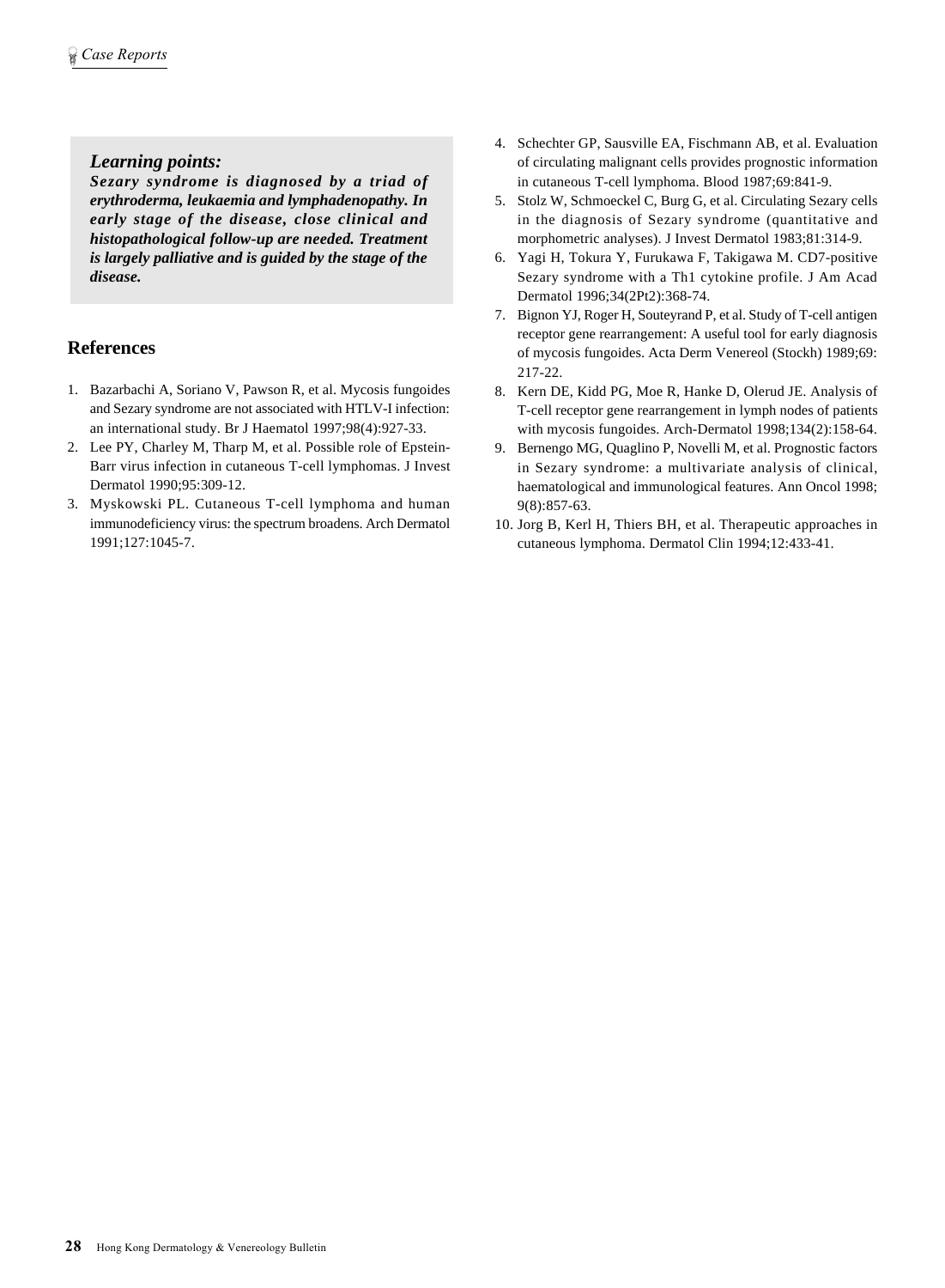### *Learning points:*

***Sezary syndrome is diagnosed by a triad of erythroderma, leukaemia and lymphadenopathy. In early stage of the disease, close clinical and histopathological follow-up are needed. Treatment is largely palliative and is guided by the stage of the disease.***

## References

1. Bazarbachi A, Soriano V, Pawson R, et al. Mycosis fungoides and Sezary syndrome are not associated with HTLV-I infection: an international study. Br J Haematol 1997;98(4):927-33.
2. Lee PY, Charley M, Tharp M, et al. Possible role of Epstein-Barr virus infection in cutaneous T-cell lymphomas. J Invest Dermatol 1990;95:309-12.
3. Myskowski PL. Cutaneous T-cell lymphoma and human immunodeficiency virus: the spectrum broadens. Arch Dermatol 1991;127:1045-7.
4. Schechter GP, Sausville EA, Fischmann AB, et al. Evaluation of circulating malignant cells provides prognostic information in cutaneous T-cell lymphoma. Blood 1987;69:841-9.
5. Stolz W, Schmoeckel C, Burg G, et al. Circulating Sezary cells in the diagnosis of Sezary syndrome (quantitative and morphometric analyses). J Invest Dermatol 1983;81:314-9.
6. Yagi H, Tokura Y, Furukawa F, Takigawa M. CD7-positive Sezary syndrome with a Th1 cytokine profile. J Am Acad Dermatol 1996;34(2Pt2):368-74.
7. Bignon YJ, Roger H, Souteyrand P, et al. Study of T-cell antigen receptor gene rearrangement: A useful tool for early diagnosis of mycosis fungoides. Acta Derm Venereol (Stockh) 1989;69: 217-22.
8. Kern DE, Kidd PG, Moe R, Hanke D, Olerud JE. Analysis of T-cell receptor gene rearrangement in lymph nodes of patients with mycosis fungoides. Arch-Dermatol 1998;134(2):158-64.
9. Bernengo MG, Quaglino P, Novelli M, et al. Prognostic factors in Sezary syndrome: a multivariate analysis of clinical, haematological and immunological features. Ann Oncol 1998; 9(8):857-63.
10. Jorg B, Kerl H, Thiers BH, et al. Therapeutic approaches in cutaneous lymphoma. Dermatol Clin 1994;12:433-41.